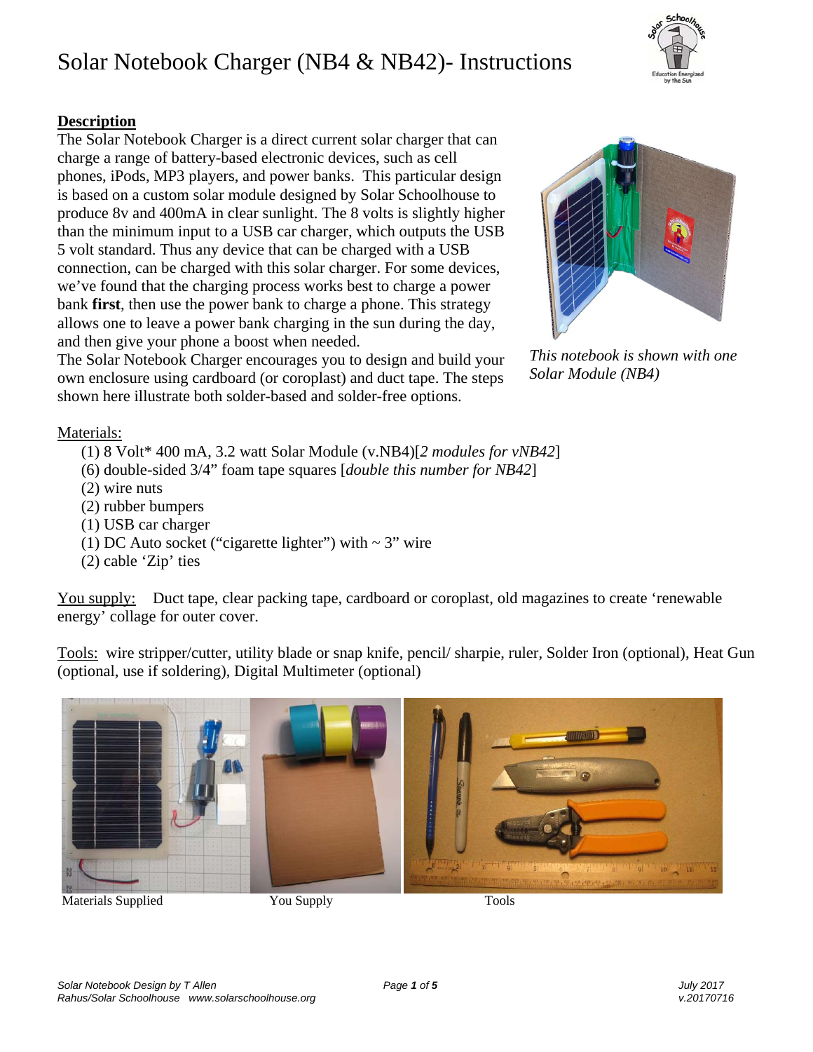# Solar Notebook Charger (NB4 & NB42)- Instructions

## Description

The Solar Notebook Charger is a direct current solar charger that can charge a range of battery-based electronic devices, such as cell phones, iPods, MP3 players, and power banks. This particular design is based on a custom solar module designed by Solar Schoolhouse to produce 8v and 400mA in clear sunlight. The 8 volts is slightly higher than the minimum input to a USB car charger, which outputs the USB 5 volt standard. Thus any device that can be charged with a USB connection, can be charged with this solar charger. For some devices, we've found that the charging process works best to charge a power bank **first**, then use the power bank to charge a phone. This strategy allows one to leave a power bank charging in the sun during the day, and then give your phone a boost when needed.

The Solar Notebook Charger encourages you to design and build your own enclosure using cardboard (or coroplast) and duct tape. The steps shown here illustrate both solder-based and solder-free options.

*This notebook is shown with one Solar Module (NB4)*

Materials:

- (1) 8 Volt* 400 mA, 3.2 watt Solar Module (v.NB4)[*2 modules for vNB42*]
- (6) double-sided 3/4" foam tape squares [*double this number for NB42*]
- (2) wire nuts
- (2) rubber bumpers
- (1) USB car charger
- (1) DC Auto socket ("cigarette lighter") with ~ 3" wire
- (2) cable 'Zip' ties

You supply: Duct tape, clear packing tape, cardboard or coroplast, old magazines to create 'renewable energy' collage for outer cover.

Tools: wire stripper/cutter, utility blade or snap knife, pencil/ sharpie, ruler, Solder Iron (optional), Heat Gun (optional, use if soldering), Digital Multimeter (optional)

Materials Supplied — You Supply — Tools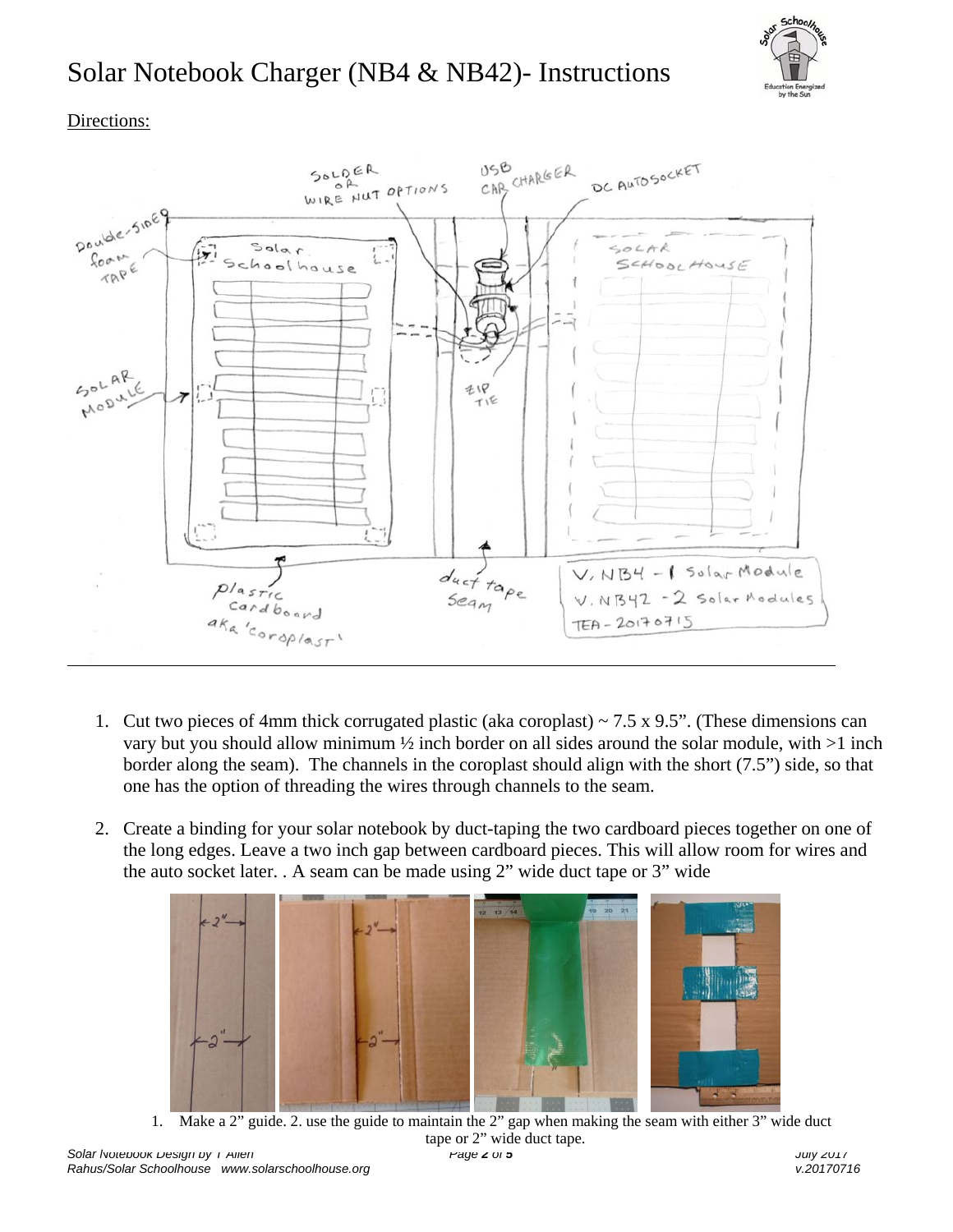# Solar Notebook Charger (NB4 & NB42)- Instructions

Directions:

1. Cut two pieces of 4mm thick corrugated plastic (aka coroplast) ~ 7.5 x 9.5". (These dimensions can vary but you should allow minimum ½ inch border on all sides around the solar module, with >1 inch border along the seam). The channels in the coroplast should align with the short (7.5") side, so that one has the option of threading the wires through channels to the seam.

2. Create a binding for your solar notebook by duct-taping the two cardboard pieces together on one of the long edges. Leave a two inch gap between cardboard pieces. This will allow room for wires and the auto socket later. . A seam can be made using 2" wide duct tape or 3" wide

1. Make a 2" guide. 2. use the guide to maintain the 2" gap when making the seam with either 3" wide duct tape or 2" wide duct tape.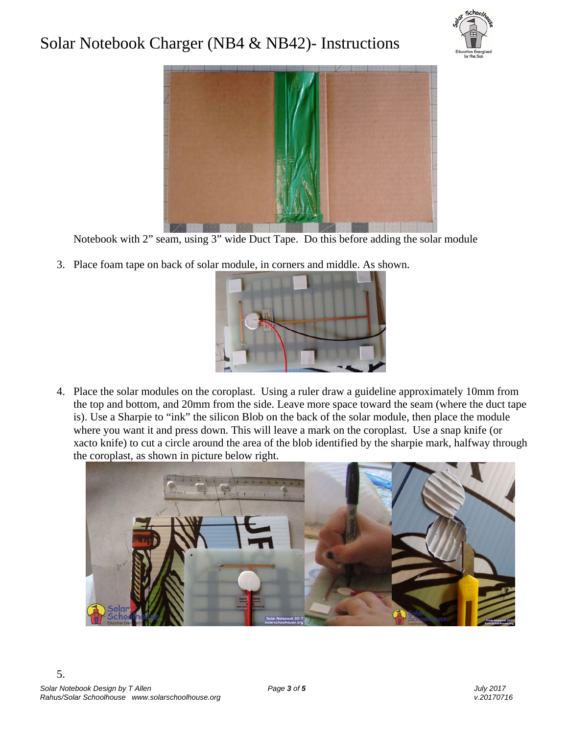# Solar Notebook Charger (NB4 & NB42)- Instructions

Notebook with 2" seam, using 3" wide Duct Tape. Do this before adding the solar module

3. Place foam tape on back of solar module, in corners and middle. As shown.

4. Place the solar modules on the coroplast. Using a ruler draw a guideline approximately 10mm from the top and bottom, and 20mm from the side. Leave more space toward the seam (where the duct tape is). Use a Sharpie to "ink" the silicon Blob on the back of the solar module, then place the module where you want it and press down. This will leave a mark on the coroplast. Use a snap knife (or xacto knife) to cut a circle around the area of the blob identified by the sharpie mark, halfway through the coroplast, as shown in picture below right.

5.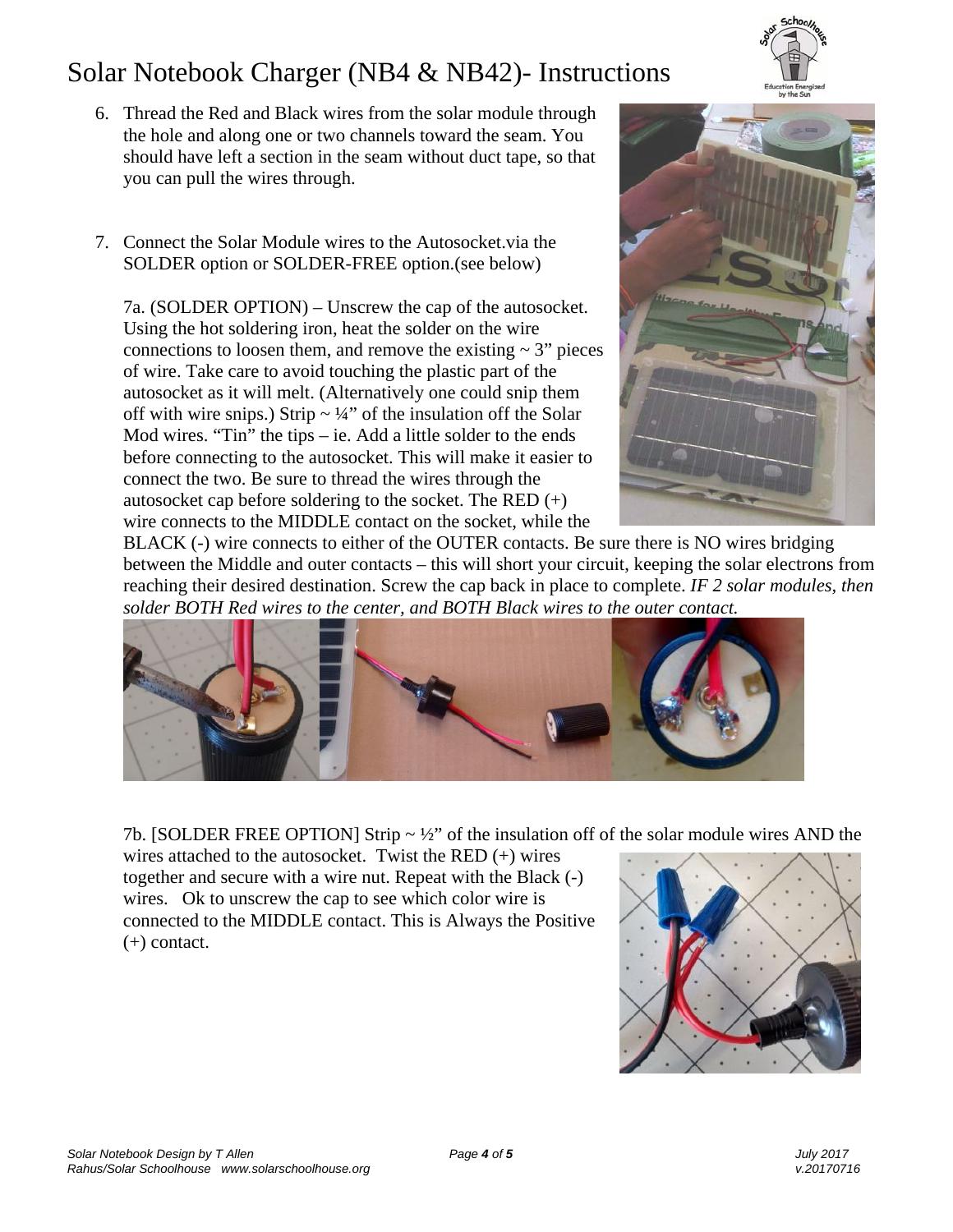# Solar Notebook Charger (NB4 & NB42)- Instructions

6. Thread the Red and Black wires from the solar module through the hole and along one or two channels toward the seam. You should have left a section in the seam without duct tape, so that you can pull the wires through.

7. Connect the Solar Module wires to the Autosocket.via the SOLDER option or SOLDER-FREE option.(see below)

   7a. (SOLDER OPTION) – Unscrew the cap of the autosocket. Using the hot soldering iron, heat the solder on the wire connections to loosen them, and remove the existing ~ 3" pieces of wire. Take care to avoid touching the plastic part of the autosocket as it will melt. (Alternatively one could snip them off with wire snips.) Strip ~ ¼" of the insulation off the Solar Mod wires. "Tin" the tips – ie. Add a little solder to the ends before connecting to the autosocket. This will make it easier to connect the two. Be sure to thread the wires through the autosocket cap before soldering to the socket. The RED (+) wire connects to the MIDDLE contact on the socket, while the BLACK (-) wire connects to either of the OUTER contacts. Be sure there is NO wires bridging between the Middle and outer contacts – this will short your circuit, keeping the solar electrons from reaching their desired destination. Screw the cap back in place to complete. *IF 2 solar modules, then solder BOTH Red wires to the center, and BOTH Black wires to the outer contact.*

   7b. [SOLDER FREE OPTION] Strip ~ ½" of the insulation off of the solar module wires AND the wires attached to the autosocket. Twist the RED (+) wires together and secure with a wire nut. Repeat with the Black (-) wires. Ok to unscrew the cap to see which color wire is connected to the MIDDLE contact. This is Always the Positive (+) contact.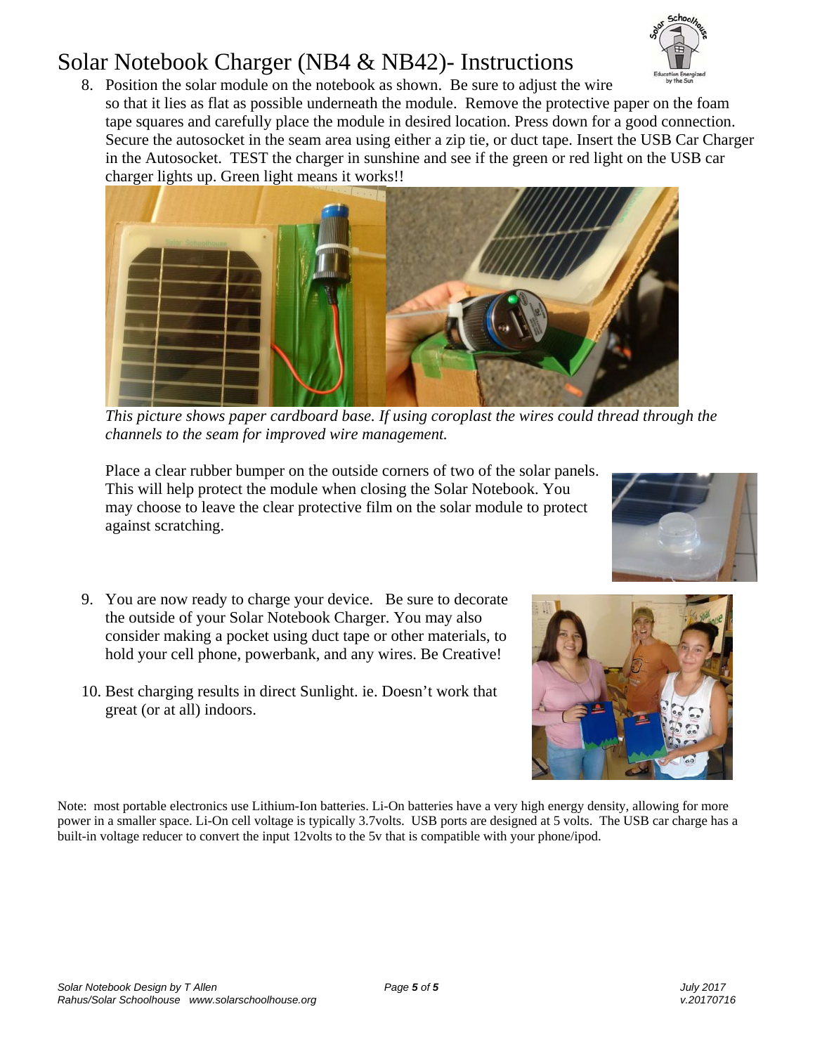# Solar Notebook Charger (NB4 & NB42)- Instructions

8. Position the solar module on the notebook as shown. Be sure to adjust the wire so that it lies as flat as possible underneath the module. Remove the protective paper on the foam tape squares and carefully place the module in desired location. Press down for a good connection. Secure the autosocket in the seam area using either a zip tie, or duct tape. Insert the USB Car Charger in the Autosocket. TEST the charger in sunshine and see if the green or red light on the USB car charger lights up. Green light means it works!!

   *This picture shows paper cardboard base. If using coroplast the wires could thread through the channels to the seam for improved wire management.*

   Place a clear rubber bumper on the outside corners of two of the solar panels. This will help protect the module when closing the Solar Notebook. You may choose to leave the clear protective film on the solar module to protect against scratching.

9. You are now ready to charge your device. Be sure to decorate the outside of your Solar Notebook Charger. You may also consider making a pocket using duct tape or other materials, to hold your cell phone, powerbank, and any wires. Be Creative!

10. Best charging results in direct Sunlight. ie. Doesn't work that great (or at all) indoors.

Note: most portable electronics use Lithium-Ion batteries. Li-On batteries have a very high energy density, allowing for more power in a smaller space. Li-On cell voltage is typically 3.7volts. USB ports are designed at 5 volts. The USB car charge has a built-in voltage reducer to convert the input 12volts to the 5v that is compatible with your phone/ipod.